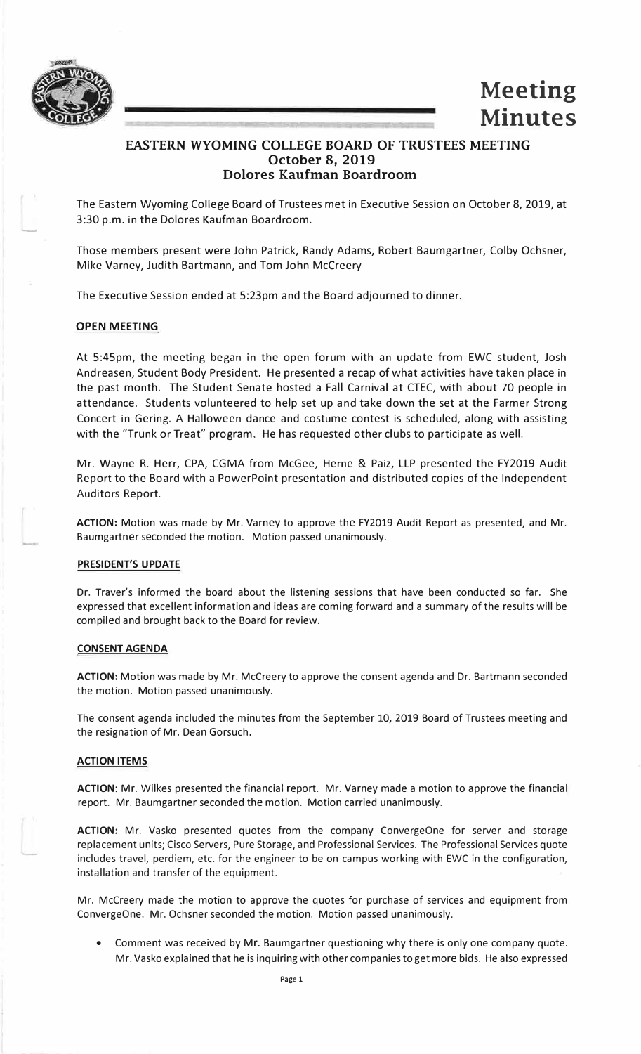# Meeting Minutes

## EASTERN WYOMING COLLEGE BOARD OF TRUSTEES MEETING
### October 8, 2019
### Dolores Kaufman Boardroom

The Eastern Wyoming College Board of Trustees met in Executive Session on October 8, 2019, at 3:30 p.m. in the Dolores Kaufman Boardroom.

Those members present were John Patrick, Randy Adams, Robert Baumgartner, Colby Ochsner, Mike Varney, Judith Bartmann, and Tom John McCreery

The Executive Session ended at 5:23pm and the Board adjourned to dinner.

**OPEN MEETING**

At 5:45pm, the meeting began in the open forum with an update from EWC student, Josh Andreasen, Student Body President. He presented a recap of what activities have taken place in the past month. The Student Senate hosted a Fall Carnival at CTEC, with about 70 people in attendance. Students volunteered to help set up and take down the set at the Farmer Strong Concert in Gering. A Halloween dance and costume contest is scheduled, along with assisting with the "Trunk or Treat" program. He has requested other clubs to participate as well.

Mr. Wayne R. Herr, CPA, CGMA from McGee, Herne & Paiz, LLP presented the FY2019 Audit Report to the Board with a PowerPoint presentation and distributed copies of the Independent Auditors Report.

**ACTION:** Motion was made by Mr. Varney to approve the FY2019 Audit Report as presented, and Mr. Baumgartner seconded the motion. Motion passed unanimously.

**PRESIDENT'S UPDATE**

Dr. Traver's informed the board about the listening sessions that have been conducted so far. She expressed that excellent information and ideas are coming forward and a summary of the results will be compiled and brought back to the Board for review.

**CONSENT AGENDA**

**ACTION:** Motion was made by Mr. McCreery to approve the consent agenda and Dr. Bartmann seconded the motion. Motion passed unanimously.

The consent agenda included the minutes from the September 10, 2019 Board of Trustees meeting and the resignation of Mr. Dean Gorsuch.

**ACTION ITEMS**

**ACTION**: Mr. Wilkes presented the financial report. Mr. Varney made a motion to approve the financial report. Mr. Baumgartner seconded the motion. Motion carried unanimously.

**ACTION:** Mr. Vasko presented quotes from the company ConvergeOne for server and storage replacement units; Cisco Servers, Pure Storage, and Professional Services. The Professional Services quote includes travel, perdiem, etc. for the engineer to be on campus working with EWC in the configuration, installation and transfer of the equipment.

Mr. McCreery made the motion to approve the quotes for purchase of services and equipment from ConvergeOne. Mr. Ochsner seconded the motion. Motion passed unanimously.

- Comment was received by Mr. Baumgartner questioning why there is only one company quote. Mr. Vasko explained that he is inquiring with other companies to get more bids. He also expressed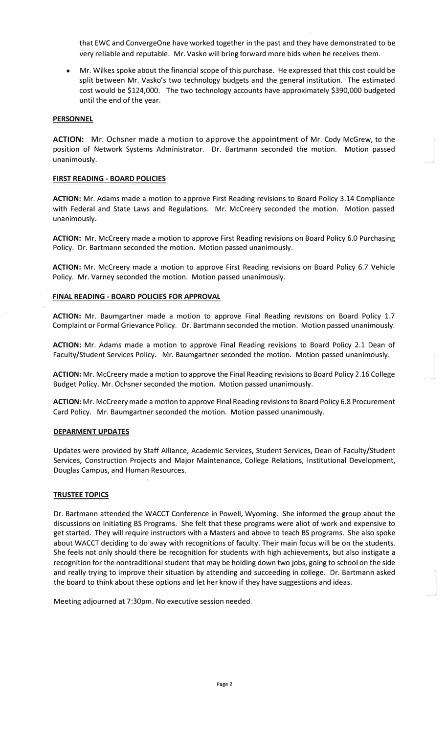that EWC and ConvergeOne have worked together in the past and they have demonstrated to be very reliable and reputable. Mr. Vasko will bring forward more bids when he receives them.

- Mr. Wilkes spoke about the financial scope of this purchase. He expressed that this cost could be split between Mr. Vasko's two technology budgets and the general institution. The estimated cost would be $124,000. The two technology accounts have approximately $390,000 budgeted until the end of the year.

## PERSONNEL

**ACTION:** Mr. Ochsner made a motion to approve the appointment of Mr. Cody McGrew, to the position of Network Systems Administrator. Dr. Bartmann seconded the motion. Motion passed unanimously.

## FIRST READING - BOARD POLICIES

**ACTION:** Mr. Adams made a motion to approve First Reading revisions to Board Policy 3.14 Compliance with Federal and State Laws and Regulations. Mr. McCreery seconded the motion. Motion passed unanimously.

**ACTION:** Mr. McCreery made a motion to approve First Reading revisions on Board Policy 6.0 Purchasing Policy. Dr. Bartmann seconded the motion. Motion passed unanimously.

**ACTION:** Mr. McCreery made a motion to approve First Reading revisions on Board Policy 6.7 Vehicle Policy. Mr. Varney seconded the motion. Motion passed unanimously.

## FINAL READING - BOARD POLICIES FOR APPROVAL

**ACTION:** Mr. Baumgartner made a motion to approve Final Reading revisions on Board Policy 1.7 Complaint or Formal Grievance Policy. Dr. Bartmann seconded the motion. Motion passed unanimously.

**ACTION:** Mr. Adams made a motion to approve Final Reading revisions to Board Policy 2.1 Dean of Faculty/Student Services Policy. Mr. Baumgartner seconded the motion. Motion passed unanimously.

**ACTION:** Mr. McCreery made a motion to approve the Final Reading revisions to Board Policy 2.16 College Budget Policy. Mr. Ochsner seconded the motion. Motion passed unanimously.

**ACTION:** Mr. McCreery made a motion to approve Final Reading revisions to Board Policy 6.8 Procurement Card Policy. Mr. Baumgartner seconded the motion. Motion passed unanimously.

## DEPARMENT UPDATES

Updates were provided by Staff Alliance, Academic Services, Student Services, Dean of Faculty/Student Services, Construction Projects and Major Maintenance, College Relations, Institutional Development, Douglas Campus, and Human Resources.

## TRUSTEE TOPICS

Dr. Bartmann attended the WACCT Conference in Powell, Wyoming. She informed the group about the discussions on initiating BS Programs. She felt that these programs were allot of work and expensive to get started. They will require instructors with a Masters and above to teach BS programs. She also spoke about WACCT deciding to do away with recognitions of faculty. Their main focus will be on the students. She feels not only should there be recognition for students with high achievements, but also instigate a recognition for the nontraditional student that may be holding down two jobs, going to school on the side and really trying to improve their situation by attending and succeeding in college. Dr. Bartmann asked the board to think about these options and let her know if they have suggestions and ideas.

Meeting adjourned at 7:30pm. No executive session needed.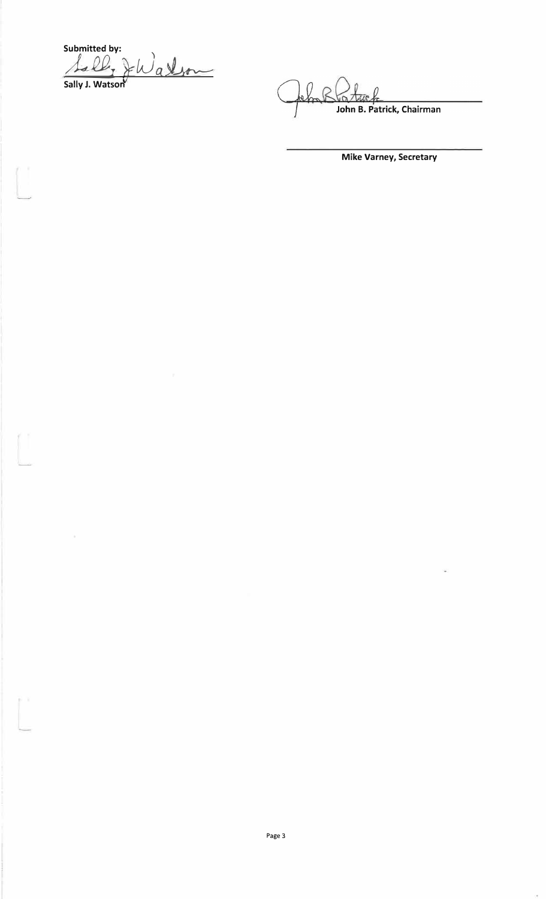**Submitted by:**

Sally J. Watson

John B. Patrick, Chairman

**Mike Varney, Secretary**